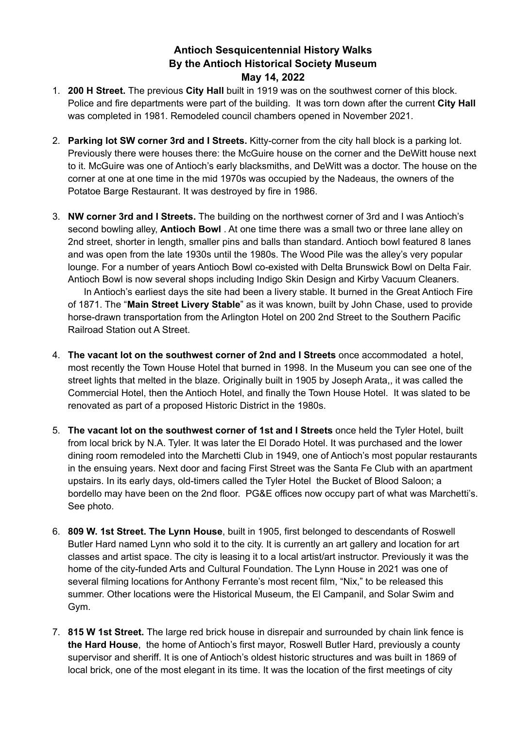# Antioch Sesquicentennial History Walks
## By the Antioch Historical Society Museum
### May 14, 2022

1. **200 H Street.** The previous **City Hall** built in 1919 was on the southwest corner of this block. Police and fire departments were part of the building. It was torn down after the current **City Hall** was completed in 1981. Remodeled council chambers opened in November 2021.

2. **Parking lot SW corner 3rd and I Streets.** Kitty-corner from the city hall block is a parking lot. Previously there were houses there: the McGuire house on the corner and the DeWitt house next to it. McGuire was one of Antioch's early blacksmiths, and DeWitt was a doctor. The house on the corner at one at one time in the mid 1970s was occupied by the Nadeaus, the owners of the Potatoe Barge Restaurant. It was destroyed by fire in 1986.

3. **NW corner 3rd and I Streets.** The building on the northwest corner of 3rd and I was Antioch's second bowling alley, **Antioch Bowl** . At one time there was a small two or three lane alley on 2nd street, shorter in length, smaller pins and balls than standard. Antioch bowl featured 8 lanes and was open from the late 1930s until the 1980s. The Wood Pile was the alley's very popular lounge. For a number of years Antioch Bowl co-existed with Delta Brunswick Bowl on Delta Fair. Antioch Bowl is now several shops including Indigo Skin Design and Kirby Vacuum Cleaners.

   In Antioch's earliest days the site had been a livery stable. It burned in the Great Antioch Fire of 1871. The "**Main Street Livery Stable**" as it was known, built by John Chase, used to provide horse-drawn transportation from the Arlington Hotel on 200 2nd Street to the Southern Pacific Railroad Station out A Street.

4. **The vacant lot on the southwest corner of 2nd and I Streets** once accommodated a hotel, most recently the Town House Hotel that burned in 1998. In the Museum you can see one of the street lights that melted in the blaze. Originally built in 1905 by Joseph Arata,, it was called the Commercial Hotel, then the Antioch Hotel, and finally the Town House Hotel. It was slated to be renovated as part of a proposed Historic District in the 1980s.

5. **The vacant lot on the southwest corner of 1st and I Streets** once held the Tyler Hotel, built from local brick by N.A. Tyler. It was later the El Dorado Hotel. It was purchased and the lower dining room remodeled into the Marchetti Club in 1949, one of Antioch's most popular restaurants in the ensuing years. Next door and facing First Street was the Santa Fe Club with an apartment upstairs. In its early days, old-timers called the Tyler Hotel the Bucket of Blood Saloon; a bordello may have been on the 2nd floor. PG&E offices now occupy part of what was Marchetti's. See photo.

6. **809 W. 1st Street. The Lynn House**, built in 1905, first belonged to descendants of Roswell Butler Hard named Lynn who sold it to the city. It is currently an art gallery and location for art classes and artist space. The city is leasing it to a local artist/art instructor. Previously it was the home of the city-funded Arts and Cultural Foundation. The Lynn House in 2021 was one of several filming locations for Anthony Ferrante's most recent film, "Nix," to be released this summer. Other locations were the Historical Museum, the El Campanil, and Solar Swim and Gym.

7. **815 W 1st Street.** The large red brick house in disrepair and surrounded by chain link fence is **the Hard House**, the home of Antioch's first mayor, Roswell Butler Hard, previously a county supervisor and sheriff. It is one of Antioch's oldest historic structures and was built in 1869 of local brick, one of the most elegant in its time. It was the location of the first meetings of city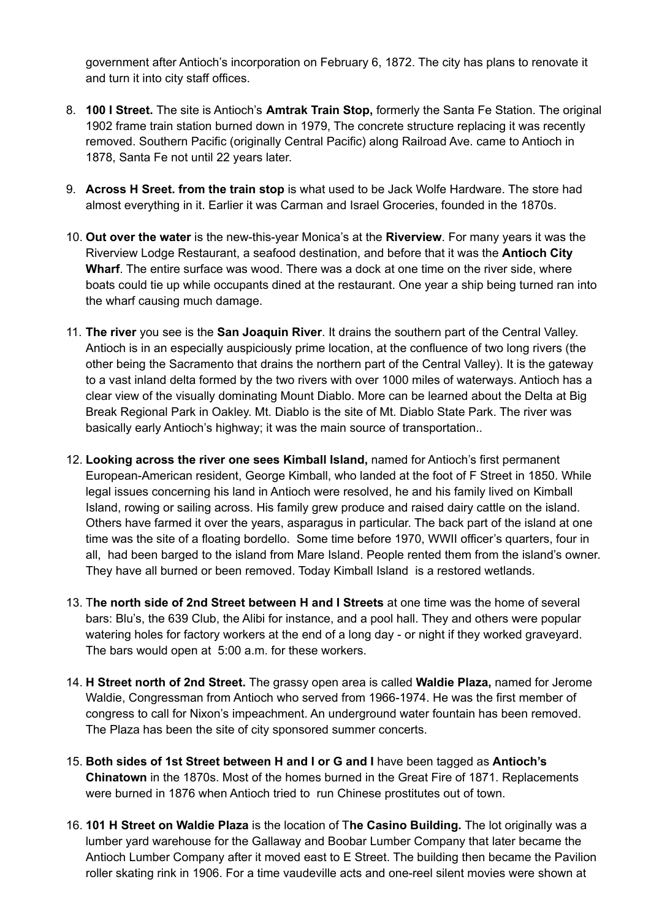government after Antioch's incorporation on February 6, 1872. The city has plans to renovate it and turn it into city staff offices.

8. **100 I Street.** The site is Antioch's **Amtrak Train Stop,** formerly the Santa Fe Station. The original 1902 frame train station burned down in 1979, The concrete structure replacing it was recently removed. Southern Pacific (originally Central Pacific) along Railroad Ave. came to Antioch in 1878, Santa Fe not until 22 years later.

9. **Across H Sreet. from the train stop** is what used to be Jack Wolfe Hardware. The store had almost everything in it. Earlier it was Carman and Israel Groceries, founded in the 1870s.

10. **Out over the water** is the new-this-year Monica's at the **Riverview**. For many years it was the Riverview Lodge Restaurant, a seafood destination, and before that it was the **Antioch City Wharf**. The entire surface was wood. There was a dock at one time on the river side, where boats could tie up while occupants dined at the restaurant. One year a ship being turned ran into the wharf causing much damage.

11. **The river** you see is the **San Joaquin River**. It drains the southern part of the Central Valley. Antioch is in an especially auspiciously prime location, at the confluence of two long rivers (the other being the Sacramento that drains the northern part of the Central Valley). It is the gateway to a vast inland delta formed by the two rivers with over 1000 miles of waterways. Antioch has a clear view of the visually dominating Mount Diablo. More can be learned about the Delta at Big Break Regional Park in Oakley. Mt. Diablo is the site of Mt. Diablo State Park. The river was basically early Antioch's highway; it was the main source of transportation..

12. **Looking across the river one sees Kimball Island,** named for Antioch's first permanent European-American resident, George Kimball, who landed at the foot of F Street in 1850. While legal issues concerning his land in Antioch were resolved, he and his family lived on Kimball Island, rowing or sailing across. His family grew produce and raised dairy cattle on the island. Others have farmed it over the years, asparagus in particular. The back part of the island at one time was the site of a floating bordello. Some time before 1970, WWII officer's quarters, four in all, had been barged to the island from Mare Island. People rented them from the island's owner. They have all burned or been removed. Today Kimball Island is a restored wetlands.

13. T**he north side of 2nd Street between H and I Streets** at one time was the home of several bars: Blu's, the 639 Club, the Alibi for instance, and a pool hall. They and others were popular watering holes for factory workers at the end of a long day - or night if they worked graveyard. The bars would open at 5:00 a.m. for these workers.

14. **H Street north of 2nd Street.** The grassy open area is called **Waldie Plaza,** named for Jerome Waldie, Congressman from Antioch who served from 1966-1974. He was the first member of congress to call for Nixon's impeachment. An underground water fountain has been removed. The Plaza has been the site of city sponsored summer concerts.

15. **Both sides of 1st Street between H and I or G and I** have been tagged as **Antioch's Chinatown** in the 1870s. Most of the homes burned in the Great Fire of 1871. Replacements were burned in 1876 when Antioch tried to run Chinese prostitutes out of town.

16. **101 H Street on Waldie Plaza** is the location of T**he Casino Building.** The lot originally was a lumber yard warehouse for the Gallaway and Boobar Lumber Company that later became the Antioch Lumber Company after it moved east to E Street. The building then became the Pavilion roller skating rink in 1906. For a time vaudeville acts and one-reel silent movies were shown at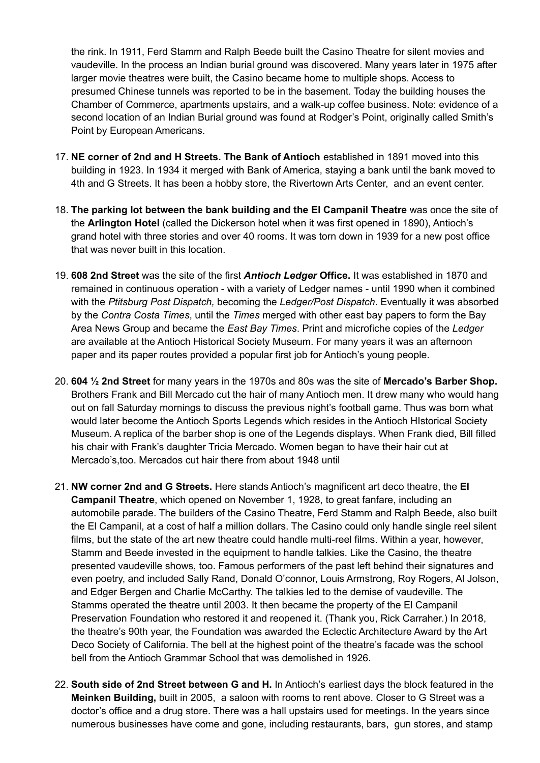the rink. In 1911, Ferd Stamm and Ralph Beede built the Casino Theatre for silent movies and vaudeville. In the process an Indian burial ground was discovered. Many years later in 1975 after larger movie theatres were built, the Casino became home to multiple shops. Access to presumed Chinese tunnels was reported to be in the basement. Today the building houses the Chamber of Commerce, apartments upstairs, and a walk-up coffee business. Note: evidence of a second location of an Indian Burial ground was found at Rodger's Point, originally called Smith's Point by European Americans.

17. **NE corner of 2nd and H Streets. The Bank of Antioch** established in 1891 moved into this building in 1923. In 1934 it merged with Bank of America, staying a bank until the bank moved to 4th and G Streets. It has been a hobby store, the Rivertown Arts Center, and an event center.

18. **The parking lot between the bank building and the El Campanil Theatre** was once the site of the **Arlington Hotel** (called the Dickerson hotel when it was first opened in 1890), Antioch's grand hotel with three stories and over 40 rooms. It was torn down in 1939 for a new post office that was never built in this location.

19. **608 2nd Street** was the site of the first ***Antioch Ledger* Office.** It was established in 1870 and remained in continuous operation - with a variety of Ledger names - until 1990 when it combined with the *Ptitsburg Post Dispatch,* becoming the *Ledger/Post Dispatch*. Eventually it was absorbed by the *Contra Costa Times*, until the *Times* merged with other east bay papers to form the Bay Area News Group and became the *East Bay Times*. Print and microfiche copies of the *Ledger* are available at the Antioch Historical Society Museum. For many years it was an afternoon paper and its paper routes provided a popular first job for Antioch's young people.

20. **604 ½ 2nd Street** for many years in the 1970s and 80s was the site of **Mercado's Barber Shop.** Brothers Frank and Bill Mercado cut the hair of many Antioch men. It drew many who would hang out on fall Saturday mornings to discuss the previous night's football game. Thus was born what would later become the Antioch Sports Legends which resides in the Antioch HIstorical Society Museum. A replica of the barber shop is one of the Legends displays. When Frank died, Bill filled his chair with Frank's daughter Tricia Mercado. Women began to have their hair cut at Mercado's,too. Mercados cut hair there from about 1948 until

21. **NW corner 2nd and G Streets.** Here stands Antioch's magnificent art deco theatre, the **El Campanil Theatre**, which opened on November 1, 1928, to great fanfare, including an automobile parade. The builders of the Casino Theatre, Ferd Stamm and Ralph Beede, also built the El Campanil, at a cost of half a million dollars. The Casino could only handle single reel silent films, but the state of the art new theatre could handle multi-reel films. Within a year, however, Stamm and Beede invested in the equipment to handle talkies. Like the Casino, the theatre presented vaudeville shows, too. Famous performers of the past left behind their signatures and even poetry, and included Sally Rand, Donald O'connor, Louis Armstrong, Roy Rogers, Al Jolson, and Edger Bergen and Charlie McCarthy. The talkies led to the demise of vaudeville. The Stamms operated the theatre until 2003. It then became the property of the El Campanil Preservation Foundation who restored it and reopened it. (Thank you, Rick Carraher.) In 2018, the theatre's 90th year, the Foundation was awarded the Eclectic Architecture Award by the Art Deco Society of California. The bell at the highest point of the theatre's facade was the school bell from the Antioch Grammar School that was demolished in 1926.

22. **South side of 2nd Street between G and H.** In Antioch's earliest days the block featured in the **Meinken Building,** built in 2005, a saloon with rooms to rent above. Closer to G Street was a doctor's office and a drug store. There was a hall upstairs used for meetings. In the years since numerous businesses have come and gone, including restaurants, bars, gun stores, and stamp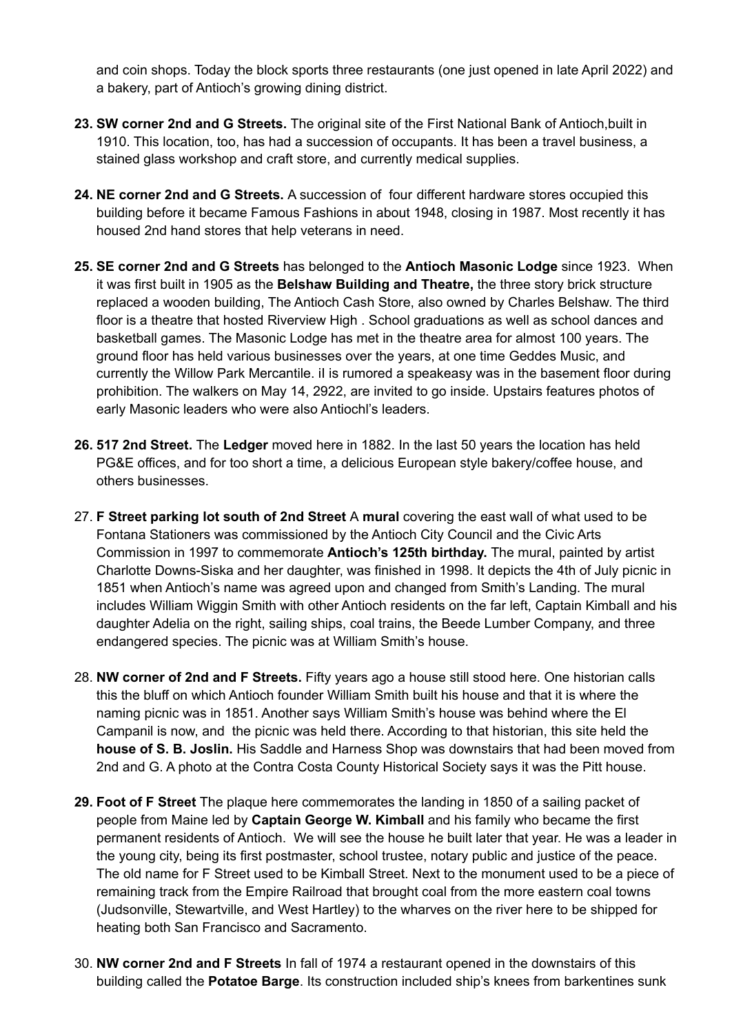and coin shops. Today the block sports three restaurants (one just opened in late April 2022) and a bakery, part of Antioch's growing dining district.

23. **SW corner 2nd and G Streets.** The original site of the First National Bank of Antioch,built in 1910. This location, too, has had a succession of occupants. It has been a travel business, a stained glass workshop and craft store, and currently medical supplies.

24. **NE corner 2nd and G Streets.** A succession of four different hardware stores occupied this building before it became Famous Fashions in about 1948, closing in 1987. Most recently it has housed 2nd hand stores that help veterans in need.

25. **SE corner 2nd and G Streets** has belonged to the **Antioch Masonic Lodge** since 1923. When it was first built in 1905 as the **Belshaw Building and Theatre,** the three story brick structure replaced a wooden building, The Antioch Cash Store, also owned by Charles Belshaw. The third floor is a theatre that hosted Riverview High . School graduations as well as school dances and basketball games. The Masonic Lodge has met in the theatre area for almost 100 years. The ground floor has held various businesses over the years, at one time Geddes Music, and currently the Willow Park Mercantile. iI is rumored a speakeasy was in the basement floor during prohibition. The walkers on May 14, 2922, are invited to go inside. Upstairs features photos of early Masonic leaders who were also Antiochl's leaders.

26. **517 2nd Street.** The **Ledger** moved here in 1882. In the last 50 years the location has held PG&E offices, and for too short a time, a delicious European style bakery/coffee house, and others businesses.

27. **F Street parking lot south of 2nd Street** A **mural** covering the east wall of what used to be Fontana Stationers was commissioned by the Antioch City Council and the Civic Arts Commission in 1997 to commemorate **Antioch's 125th birthday.** The mural, painted by artist Charlotte Downs-Siska and her daughter, was finished in 1998. It depicts the 4th of July picnic in 1851 when Antioch's name was agreed upon and changed from Smith's Landing. The mural includes William Wiggin Smith with other Antioch residents on the far left, Captain Kimball and his daughter Adelia on the right, sailing ships, coal trains, the Beede Lumber Company, and three endangered species. The picnic was at William Smith's house.

28. **NW corner of 2nd and F Streets.** Fifty years ago a house still stood here. One historian calls this the bluff on which Antioch founder William Smith built his house and that it is where the naming picnic was in 1851. Another says William Smith's house was behind where the El Campanil is now, and the picnic was held there. According to that historian, this site held the **house of S. B. Joslin.** His Saddle and Harness Shop was downstairs that had been moved from 2nd and G. A photo at the Contra Costa County Historical Society says it was the Pitt house.

29. **Foot of F Street** The plaque here commemorates the landing in 1850 of a sailing packet of people from Maine led by **Captain George W. Kimball** and his family who became the first permanent residents of Antioch. We will see the house he built later that year. He was a leader in the young city, being its first postmaster, school trustee, notary public and justice of the peace. The old name for F Street used to be Kimball Street. Next to the monument used to be a piece of remaining track from the Empire Railroad that brought coal from the more eastern coal towns (Judsonville, Stewartville, and West Hartley) to the wharves on the river here to be shipped for heating both San Francisco and Sacramento.

30. **NW corner 2nd and F Streets** In fall of 1974 a restaurant opened in the downstairs of this building called the **Potatoe Barge**. Its construction included ship's knees from barkentines sunk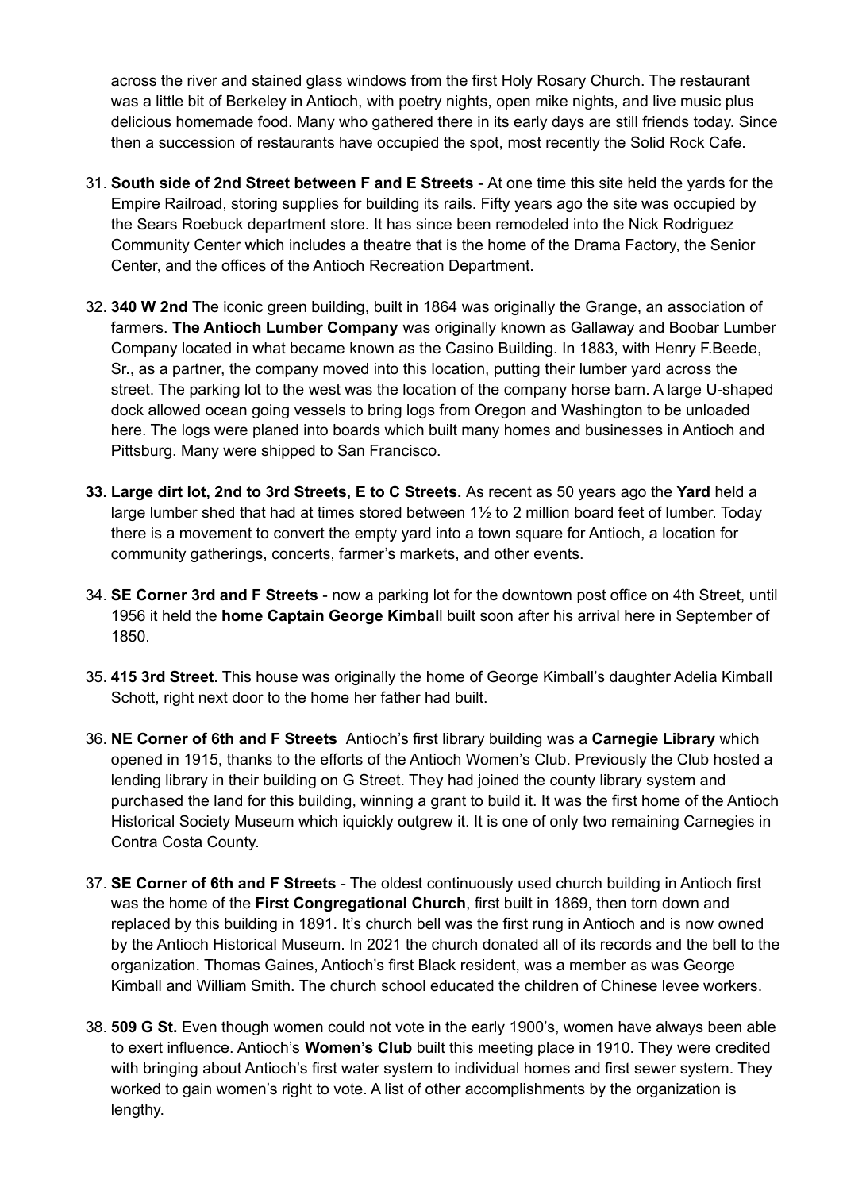across the river and stained glass windows from the first Holy Rosary Church. The restaurant was a little bit of Berkeley in Antioch, with poetry nights, open mike nights, and live music plus delicious homemade food. Many who gathered there in its early days are still friends today. Since then a succession of restaurants have occupied the spot, most recently the Solid Rock Cafe.

31. **South side of 2nd Street between F and E Streets** - At one time this site held the yards for the Empire Railroad, storing supplies for building its rails. Fifty years ago the site was occupied by the Sears Roebuck department store. It has since been remodeled into the Nick Rodriguez Community Center which includes a theatre that is the home of the Drama Factory, the Senior Center, and the offices of the Antioch Recreation Department.

32. **340 W 2nd** The iconic green building, built in 1864 was originally the Grange, an association of farmers. **The Antioch Lumber Company** was originally known as Gallaway and Boobar Lumber Company located in what became known as the Casino Building. In 1883, with Henry F.Beede, Sr., as a partner, the company moved into this location, putting their lumber yard across the street. The parking lot to the west was the location of the company horse barn. A large U-shaped dock allowed ocean going vessels to bring logs from Oregon and Washington to be unloaded here. The logs were planed into boards which built many homes and businesses in Antioch and Pittsburg. Many were shipped to San Francisco.

33. **Large dirt lot, 2nd to 3rd Streets, E to C Streets.** As recent as 50 years ago the **Yard** held a large lumber shed that had at times stored between 1½ to 2 million board feet of lumber. Today there is a movement to convert the empty yard into a town square for Antioch, a location for community gatherings, concerts, farmer's markets, and other events.

34. **SE Corner 3rd and F Streets** - now a parking lot for the downtown post office on 4th Street, until 1956 it held the **home Captain George Kimbal**l built soon after his arrival here in September of 1850.

35. **415 3rd Street**. This house was originally the home of George Kimball's daughter Adelia Kimball Schott, right next door to the home her father had built.

36. **NE Corner of 6th and F Streets** Antioch's first library building was a **Carnegie Library** which opened in 1915, thanks to the efforts of the Antioch Women's Club. Previously the Club hosted a lending library in their building on G Street. They had joined the county library system and purchased the land for this building, winning a grant to build it. It was the first home of the Antioch Historical Society Museum which iquickly outgrew it. It is one of only two remaining Carnegies in Contra Costa County.

37. **SE Corner of 6th and F Streets** - The oldest continuously used church building in Antioch first was the home of the **First Congregational Church**, first built in 1869, then torn down and replaced by this building in 1891. It's church bell was the first rung in Antioch and is now owned by the Antioch Historical Museum. In 2021 the church donated all of its records and the bell to the organization. Thomas Gaines, Antioch's first Black resident, was a member as was George Kimball and William Smith. The church school educated the children of Chinese levee workers.

38. **509 G St.** Even though women could not vote in the early 1900's, women have always been able to exert influence. Antioch's **Women's Club** built this meeting place in 1910. They were credited with bringing about Antioch's first water system to individual homes and first sewer system. They worked to gain women's right to vote. A list of other accomplishments by the organization is lengthy.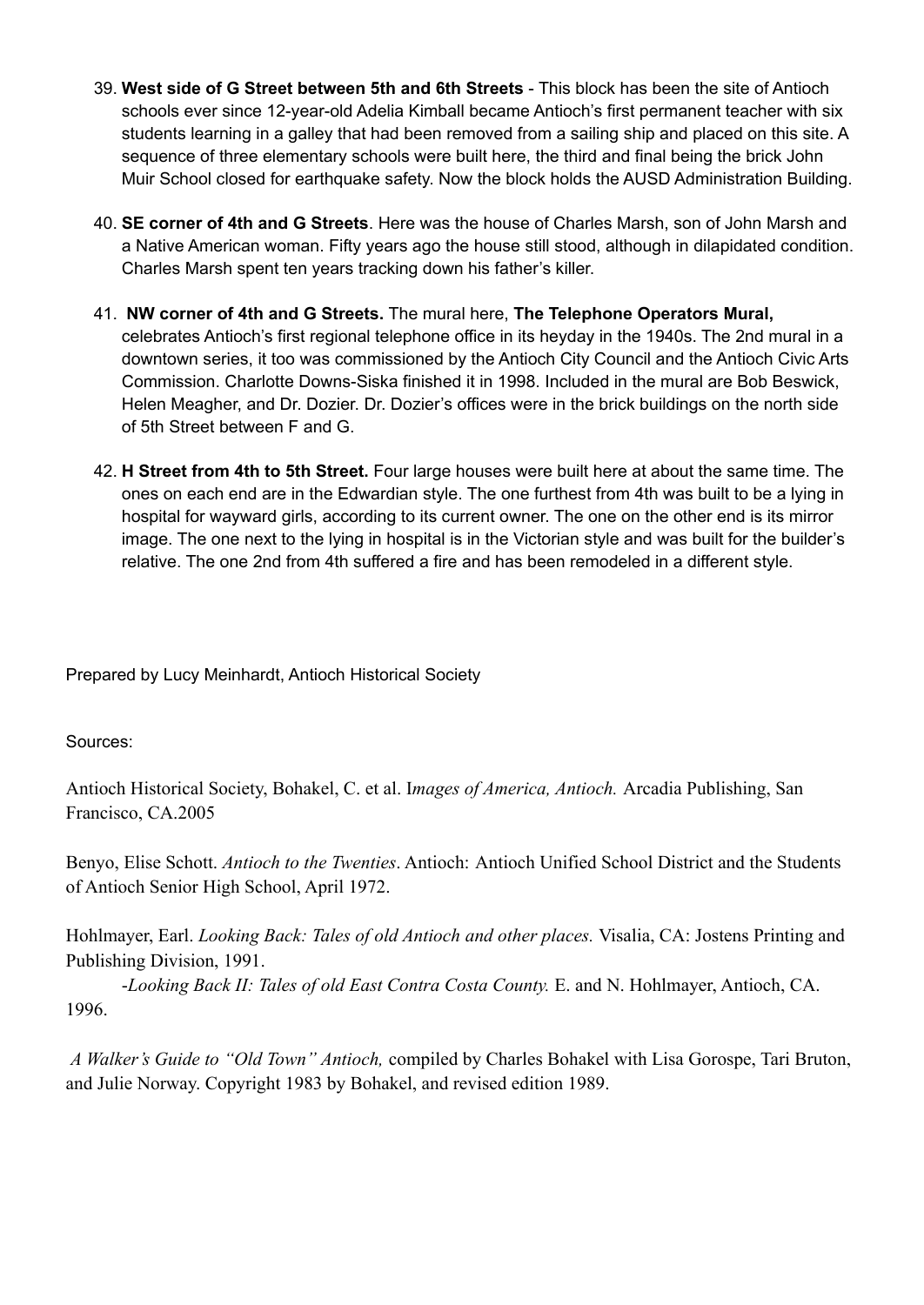39. **West side of G Street between 5th and 6th Streets** - This block has been the site of Antioch schools ever since 12-year-old Adelia Kimball became Antioch's first permanent teacher with six students learning in a galley that had been removed from a sailing ship and placed on this site. A sequence of three elementary schools were built here, the third and final being the brick John Muir School closed for earthquake safety. Now the block holds the AUSD Administration Building.

40. **SE corner of 4th and G Streets**. Here was the house of Charles Marsh, son of John Marsh and a Native American woman. Fifty years ago the house still stood, although in dilapidated condition. Charles Marsh spent ten years tracking down his father's killer.

41. **NW corner of 4th and G Streets.** The mural here, **The Telephone Operators Mural,** celebrates Antioch's first regional telephone office in its heyday in the 1940s. The 2nd mural in a downtown series, it too was commissioned by the Antioch City Council and the Antioch Civic Arts Commission. Charlotte Downs-Siska finished it in 1998. Included in the mural are Bob Beswick, Helen Meagher, and Dr. Dozier. Dr. Dozier's offices were in the brick buildings on the north side of 5th Street between F and G.

42. **H Street from 4th to 5th Street.** Four large houses were built here at about the same time. The ones on each end are in the Edwardian style. The one furthest from 4th was built to be a lying in hospital for wayward girls, according to its current owner. The one on the other end is its mirror image. The one next to the lying in hospital is in the Victorian style and was built for the builder's relative. The one 2nd from 4th suffered a fire and has been remodeled in a different style.

Prepared by Lucy Meinhardt, Antioch Historical Society

Sources:

Antioch Historical Society, Bohakel, C. et al. *Images of America, Antioch.* Arcadia Publishing, San Francisco, CA.2005

Benyo, Elise Schott. *Antioch to the Twenties*. Antioch: Antioch Unified School District and the Students of Antioch Senior High School, April 1972.

Hohlmayer, Earl. *Looking Back: Tales of old Antioch and other places.* Visalia, CA: Jostens Printing and Publishing Division, 1991.

-*Looking Back II: Tales of old East Contra Costa County.* E. and N. Hohlmayer, Antioch, CA. 1996.

*A Walker's Guide to "Old Town" Antioch,* compiled by Charles Bohakel with Lisa Gorospe, Tari Bruton, and Julie Norway. Copyright 1983 by Bohakel, and revised edition 1989.